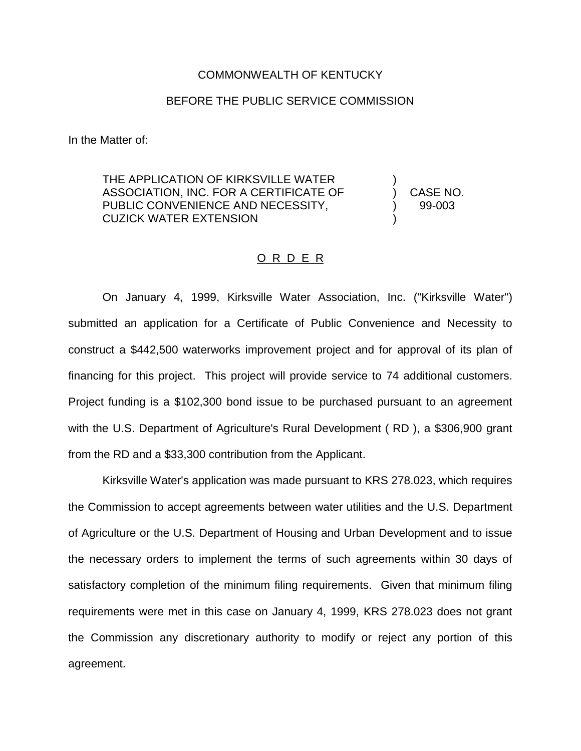COMMONWEALTH OF KENTUCKY

BEFORE THE PUBLIC SERVICE COMMISSION

In the Matter of:

THE APPLICATION OF KIRKSVILLE WATER ASSOCIATION, INC. FOR A CERTIFICATE OF PUBLIC CONVENIENCE AND NECESSITY, CUZICK WATER EXTENSION ) CASE NO. 99-003

## O R D E R

On January 4, 1999, Kirksville Water Association, Inc. ("Kirksville Water") submitted an application for a Certificate of Public Convenience and Necessity to construct a $442,500 waterworks improvement project and for approval of its plan of financing for this project. This project will provide service to 74 additional customers. Project funding is a $102,300 bond issue to be purchased pursuant to an agreement with the U.S. Department of Agriculture's Rural Development ( RD ), a $306,900 grant from the RD and a $33,300 contribution from the Applicant.

Kirksville Water's application was made pursuant to KRS 278.023, which requires the Commission to accept agreements between water utilities and the U.S. Department of Agriculture or the U.S. Department of Housing and Urban Development and to issue the necessary orders to implement the terms of such agreements within 30 days of satisfactory completion of the minimum filing requirements. Given that minimum filing requirements were met in this case on January 4, 1999, KRS 278.023 does not grant the Commission any discretionary authority to modify or reject any portion of this agreement.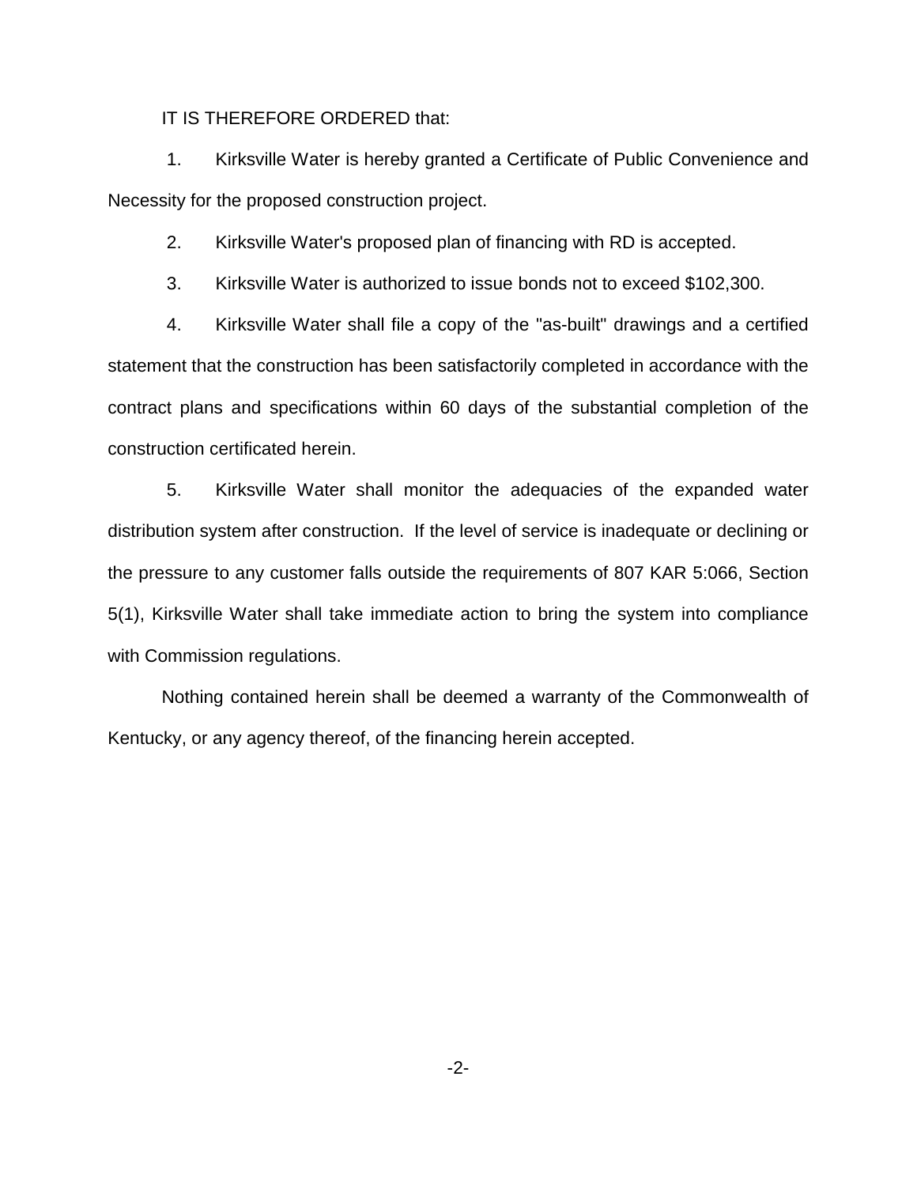IT IS THEREFORE ORDERED that:

1. Kirksville Water is hereby granted a Certificate of Public Convenience and Necessity for the proposed construction project.

2. Kirksville Water's proposed plan of financing with RD is accepted.

3. Kirksville Water is authorized to issue bonds not to exceed $102,300.

4. Kirksville Water shall file a copy of the "as-built" drawings and a certified statement that the construction has been satisfactorily completed in accordance with the contract plans and specifications within 60 days of the substantial completion of the construction certificated herein.

5. Kirksville Water shall monitor the adequacies of the expanded water distribution system after construction. If the level of service is inadequate or declining or the pressure to any customer falls outside the requirements of 807 KAR 5:066, Section 5(1), Kirksville Water shall take immediate action to bring the system into compliance with Commission regulations.

Nothing contained herein shall be deemed a warranty of the Commonwealth of Kentucky, or any agency thereof, of the financing herein accepted.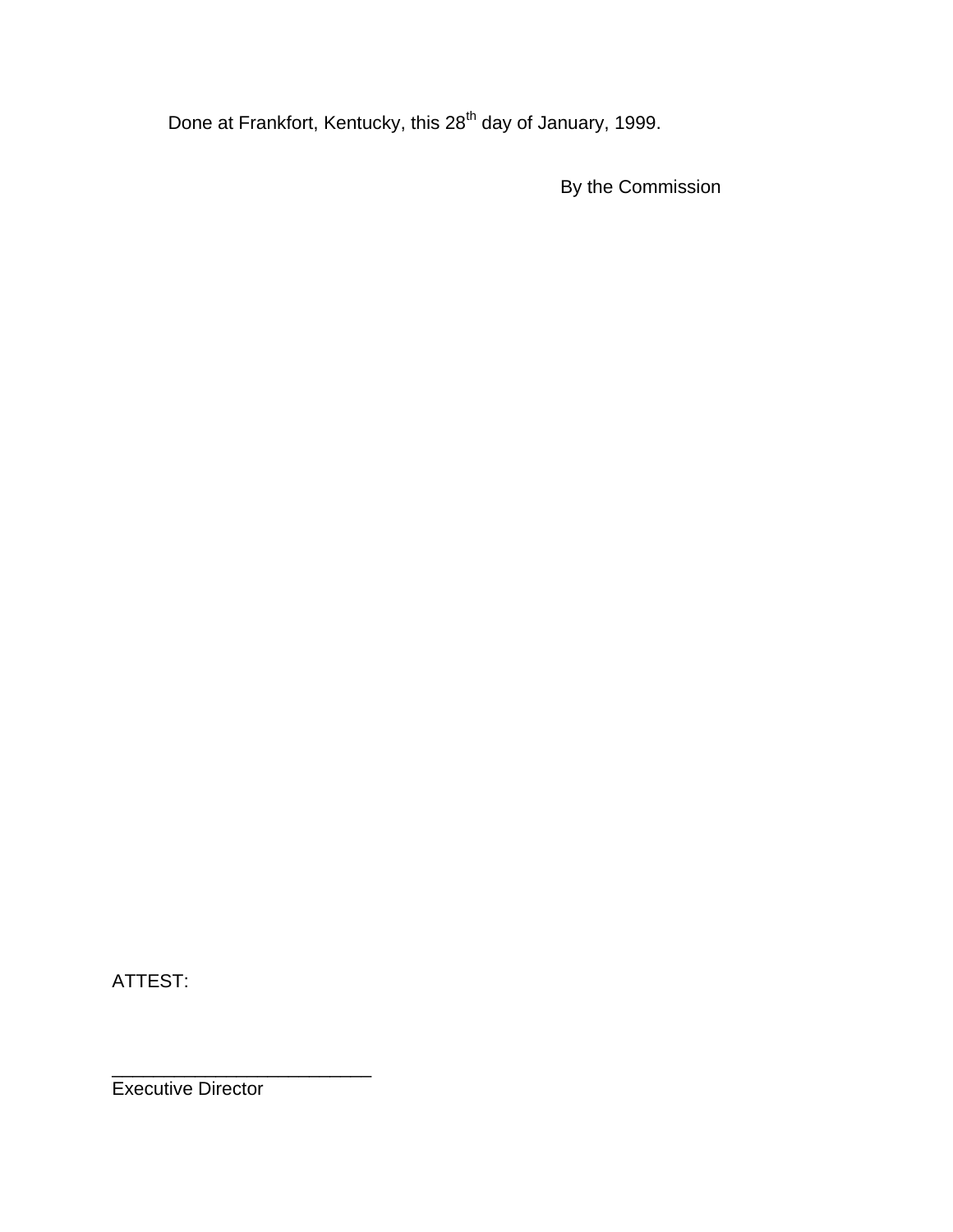Done at Frankfort, Kentucky, this 28th day of January, 1999.

By the Commission

ATTEST:

___________________________

Executive Director